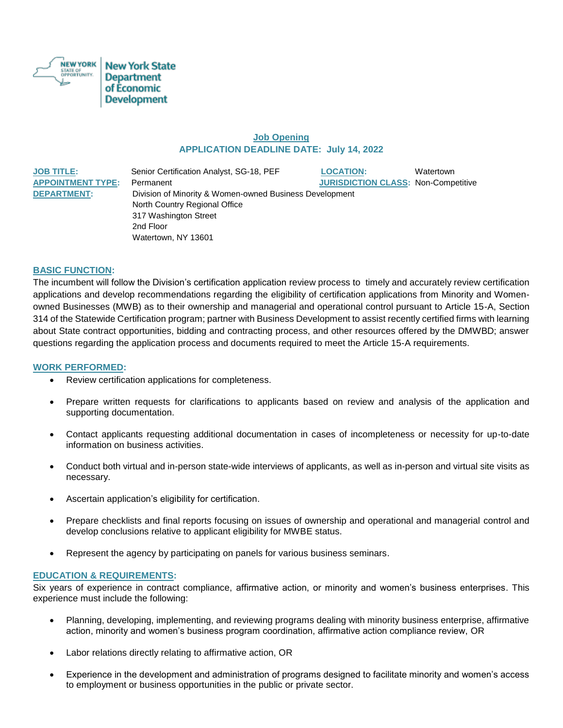New York State Department of Economic Development

## Job Opening

### APPLICATION DEADLINE DATE: July 14, 2022

**JOB TITLE:** Senior Certification Analyst, SG-18, PEF

**LOCATION:** Watertown

**APPOINTMENT TYPE:** Permanent

**JURISDICTION CLASS:** Non-Competitive

**DEPARTMENT:** Division of Minority & Women-owned Business Development
North Country Regional Office
317 Washington Street
2nd Floor
Watertown, NY 13601

**BASIC FUNCTION:**

The incumbent will follow the Division's certification application review process to timely and accurately review certification applications and develop recommendations regarding the eligibility of certification applications from Minority and Women-owned Businesses (MWB) as to their ownership and managerial and operational control pursuant to Article 15-A, Section 314 of the Statewide Certification program; partner with Business Development to assist recently certified firms with learning about State contract opportunities, bidding and contracting process, and other resources offered by the DMWBD; answer questions regarding the application process and documents required to meet the Article 15-A requirements.

**WORK PERFORMED:**

- Review certification applications for completeness.
- Prepare written requests for clarifications to applicants based on review and analysis of the application and supporting documentation.
- Contact applicants requesting additional documentation in cases of incompleteness or necessity for up-to-date information on business activities.
- Conduct both virtual and in-person state-wide interviews of applicants, as well as in-person and virtual site visits as necessary.
- Ascertain application's eligibility for certification.
- Prepare checklists and final reports focusing on issues of ownership and operational and managerial control and develop conclusions relative to applicant eligibility for MWBE status.
- Represent the agency by participating on panels for various business seminars.

**EDUCATION & REQUIREMENTS:**

Six years of experience in contract compliance, affirmative action, or minority and women's business enterprises. This experience must include the following:

- Planning, developing, implementing, and reviewing programs dealing with minority business enterprise, affirmative action, minority and women's business program coordination, affirmative action compliance review, OR
- Labor relations directly relating to affirmative action, OR
- Experience in the development and administration of programs designed to facilitate minority and women's access to employment or business opportunities in the public or private sector.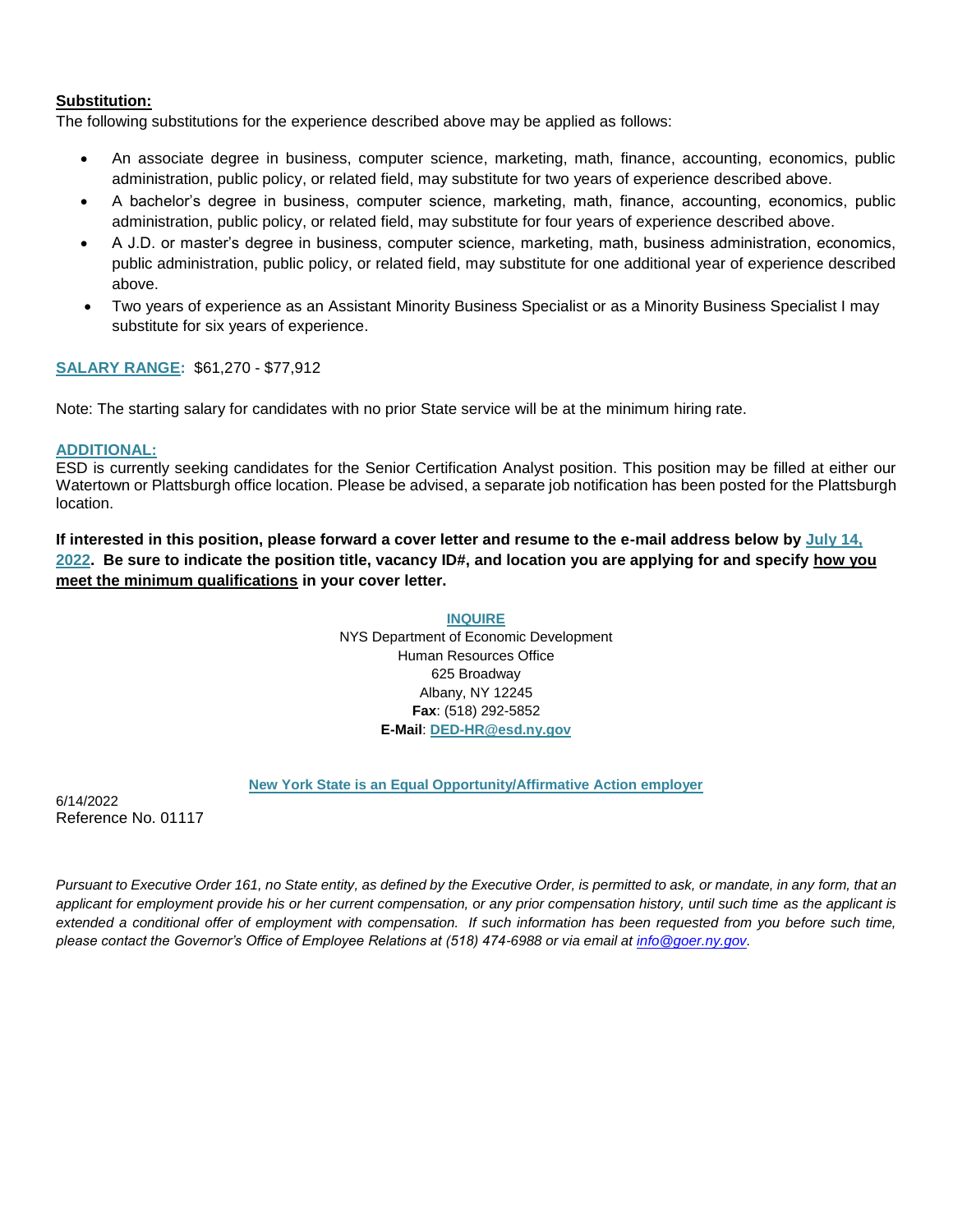**Substitution:**

The following substitutions for the experience described above may be applied as follows:

- An associate degree in business, computer science, marketing, math, finance, accounting, economics, public administration, public policy, or related field, may substitute for two years of experience described above.
- A bachelor's degree in business, computer science, marketing, math, finance, accounting, economics, public administration, public policy, or related field, may substitute for four years of experience described above.
- A J.D. or master's degree in business, computer science, marketing, math, business administration, economics, public administration, public policy, or related field, may substitute for one additional year of experience described above.
- Two years of experience as an Assistant Minority Business Specialist or as a Minority Business Specialist I may substitute for six years of experience.

**SALARY RANGE:** $61,270 - $77,912

Note: The starting salary for candidates with no prior State service will be at the minimum hiring rate.

**ADDITIONAL:**

ESD is currently seeking candidates for the Senior Certification Analyst position. This position may be filled at either our Watertown or Plattsburgh office location. Please be advised, a separate job notification has been posted for the Plattsburgh location.

**If interested in this position, please forward a cover letter and resume to the e-mail address below by July 14, 2022. Be sure to indicate the position title, vacancy ID#, and location you are applying for and specify how you meet the minimum qualifications in your cover letter.**

**INQUIRE**

NYS Department of Economic Development
Human Resources Office
625 Broadway
Albany, NY 12245
**Fax**: (518) 292-5852
**E-Mail**: **DED-HR@esd.ny.gov**

**New York State is an Equal Opportunity/Affirmative Action employer**

6/14/2022
Reference No. 01117

*Pursuant to Executive Order 161, no State entity, as defined by the Executive Order, is permitted to ask, or mandate, in any form, that an applicant for employment provide his or her current compensation, or any prior compensation history, until such time as the applicant is extended a conditional offer of employment with compensation. If such information has been requested from you before such time, please contact the Governor's Office of Employee Relations at (518) 474-6988 or via email at info@goer.ny.gov.*